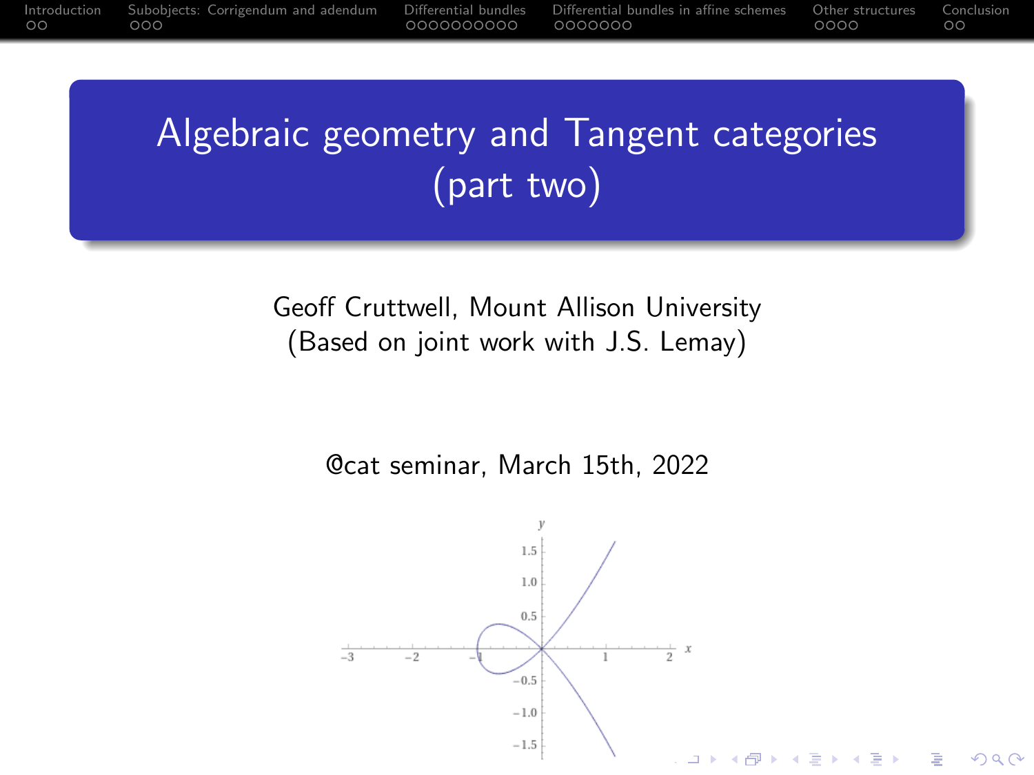# Algebraic geometry and Tangent categories (part two)

Geoff Cruttwell, Mount Allison University
(Based on joint work with J.S. Lemay)

@cat seminar, March 15th, 2022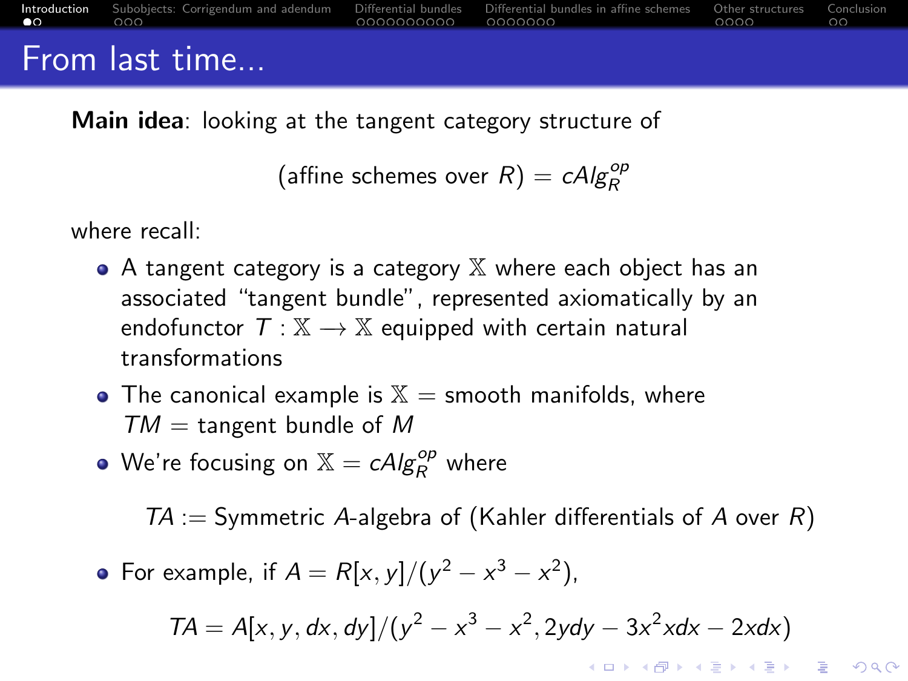# From last time...

**Main idea**: looking at the tangent category structure of

$$\text{(affine schemes over } R) = cAlg_R^{op}$$

where recall:

- A tangent category is a category $\mathbb{X}$ where each object has an associated "tangent bundle", represented axiomatically by an endofunctor $T : \mathbb{X} \longrightarrow \mathbb{X}$ equipped with certain natural transformations
- The canonical example is $\mathbb{X}$ = smooth manifolds, where $TM$ = tangent bundle of $M$
- We're focusing on $\mathbb{X} = cAlg_R^{op}$ where

  $$TA := \text{Symmetric } A\text{-algebra of (Kahler differentials of } A \text{ over } R)$$

- For example, if $A = R[x, y]/(y^2 - x^3 - x^2)$,

  $$TA = A[x, y, dx, dy]/(y^2 - x^3 - x^2, 2ydy - 3x^2xdx - 2xdx)$$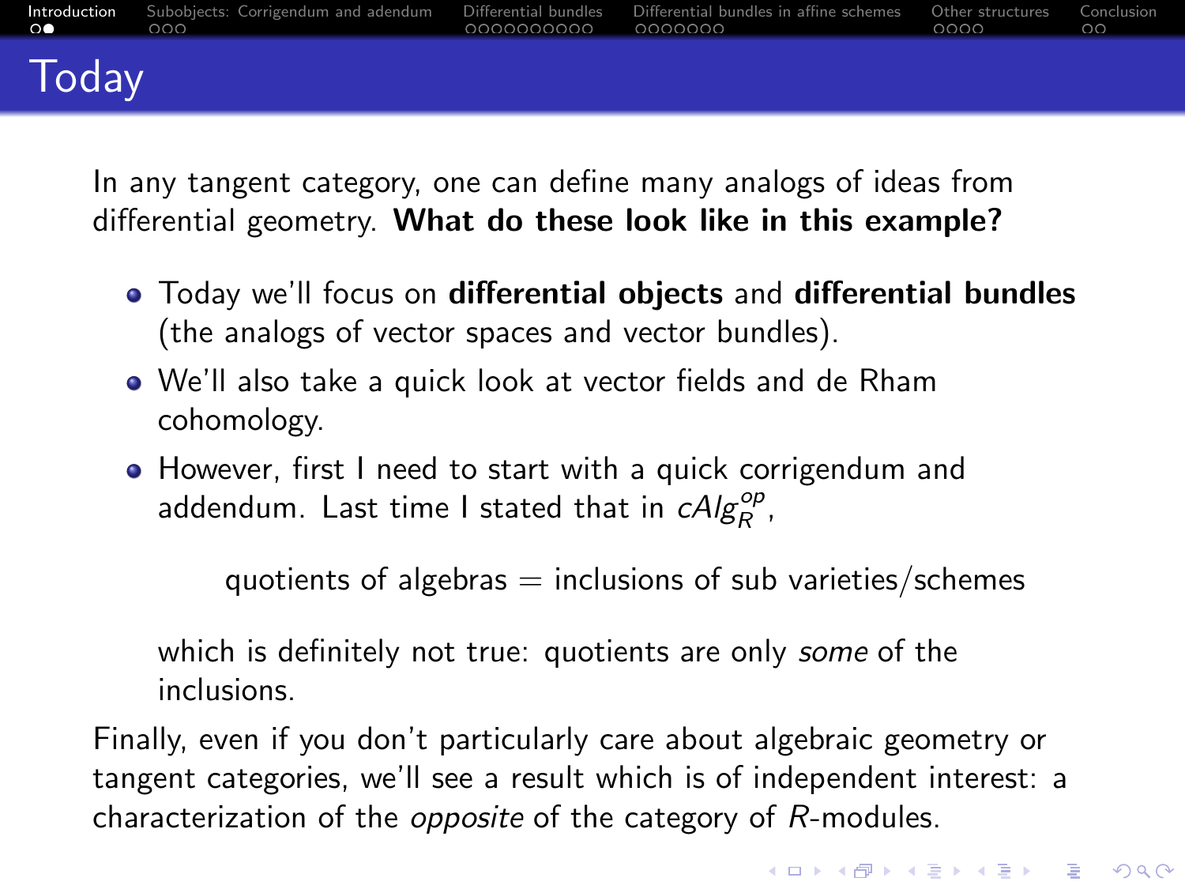# Today

In any tangent category, one can define many analogs of ideas from differential geometry. **What do these look like in this example?**

- Today we'll focus on **differential objects** and **differential bundles** (the analogs of vector spaces and vector bundles).
- We'll also take a quick look at vector fields and de Rham cohomology.
- However, first I need to start with a quick corrigendum and addendum. Last time I stated that in $cAlg_R^{op}$,

  quotients of algebras = inclusions of sub varieties/schemes

  which is definitely not true: quotients are only *some* of the inclusions.

Finally, even if you don't particularly care about algebraic geometry or tangent categories, we'll see a result which is of independent interest: a characterization of the *opposite* of the category of $R$-modules.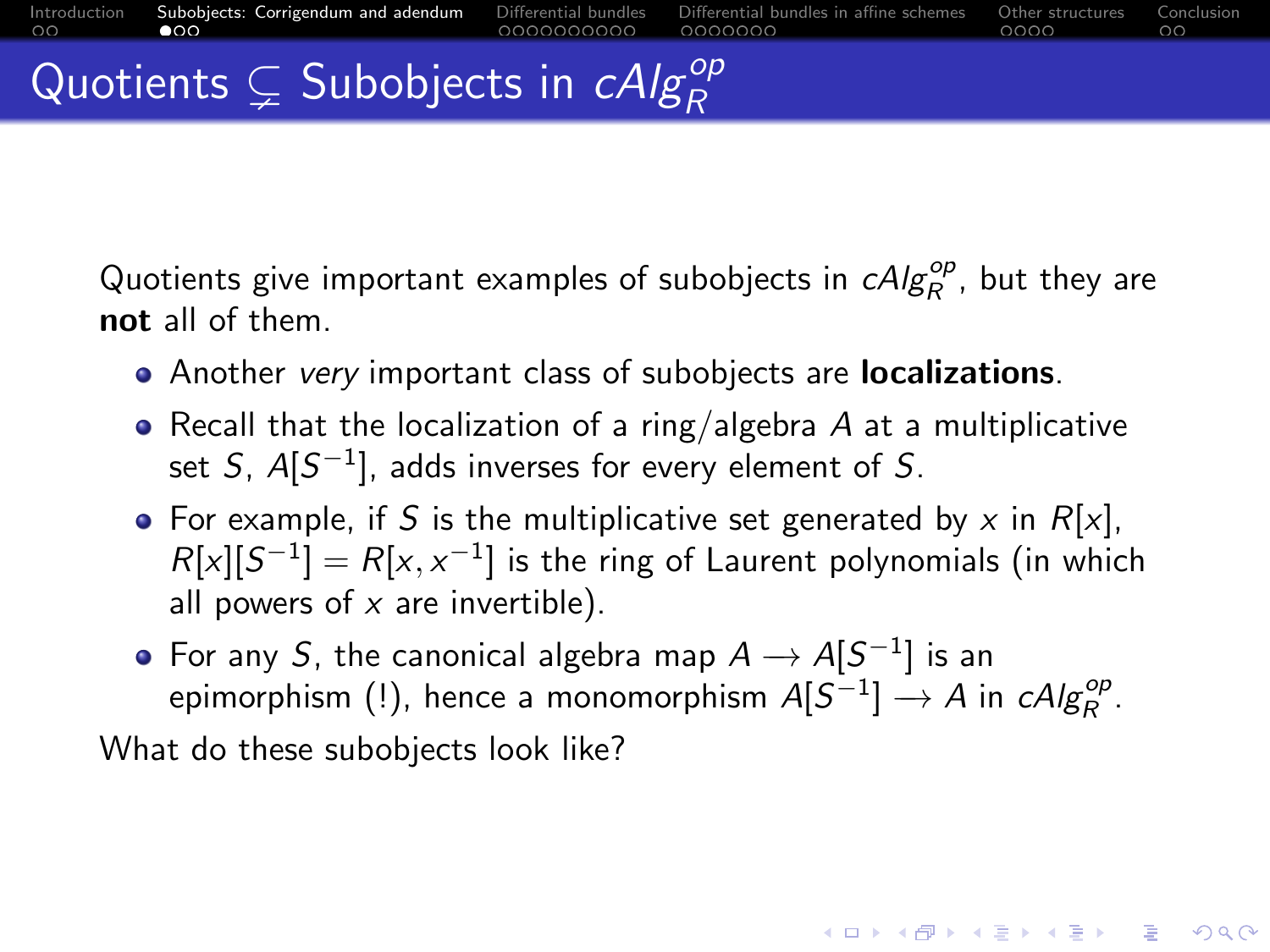# Quotients $\subsetneq$ Subobjects in $cAlg_R^{op}$

Quotients give important examples of subobjects in $cAlg_R^{op}$, but they are **not** all of them.

- Another *very* important class of subobjects are **localizations**.
- Recall that the localization of a ring/algebra $A$ at a multiplicative set $S$, $A[S^{-1}]$, adds inverses for every element of $S$.
- For example, if $S$ is the multiplicative set generated by $x$ in $R[x]$, $R[x][S^{-1}] = R[x, x^{-1}]$ is the ring of Laurent polynomials (in which all powers of $x$ are invertible).
- For any $S$, the canonical algebra map $A \longrightarrow A[S^{-1}]$ is an epimorphism (!), hence a monomorphism $A[S^{-1}] \longrightarrow A$ in $cAlg_R^{op}$.

What do these subobjects look like?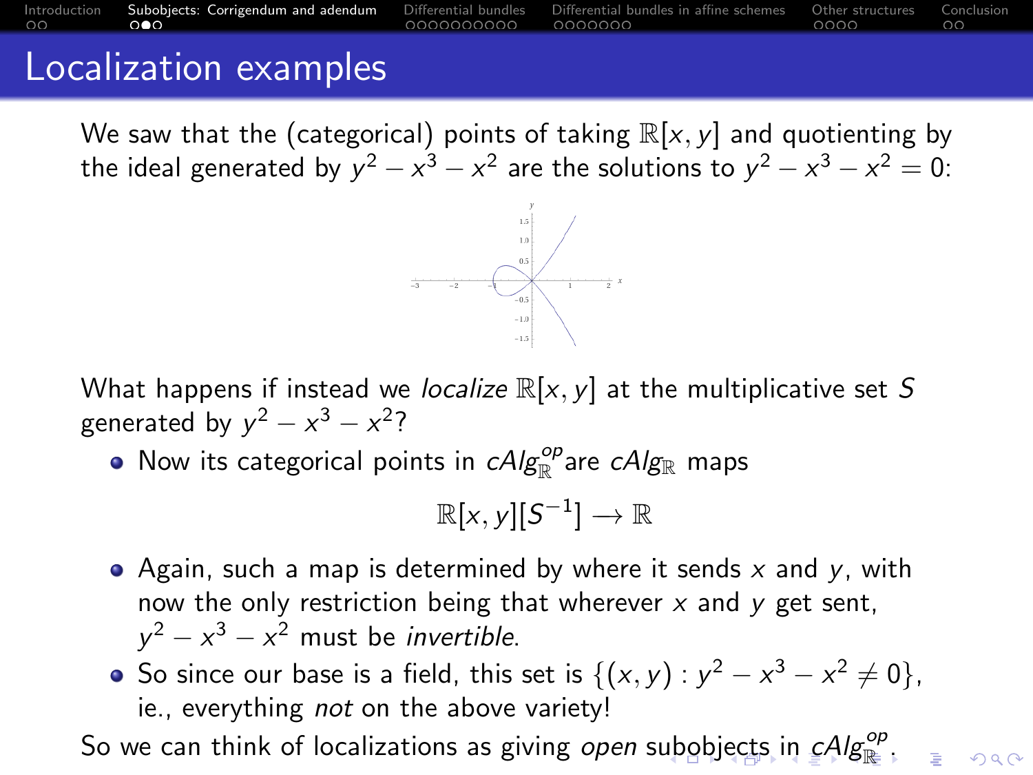# Localization examples

We saw that the (categorical) points of taking $\mathbb{R}[x, y]$ and quotienting by the ideal generated by $y^2 - x^3 - x^2$ are the solutions to $y^2 - x^3 - x^2 = 0$:

What happens if instead we *localize* $\mathbb{R}[x, y]$ at the multiplicative set $S$ generated by $y^2 - x^3 - x^2$?

- Now its categorical points in $cAlg_{\mathbb{R}}^{op}$ are $cAlg_{\mathbb{R}}$ maps

$$\mathbb{R}[x, y][S^{-1}] \longrightarrow \mathbb{R}$$

- Again, such a map is determined by where it sends $x$ and $y$, with now the only restriction being that wherever $x$ and $y$ get sent, $y^2 - x^3 - x^2$ must be *invertible*.
- So since our base is a field, this set is $\{(x, y) : y^2 - x^3 - x^2 \neq 0\}$, ie., everything *not* on the above variety!

So we can think of localizations as giving *open* subobjects in $cAlg_{\mathbb{R}}^{op}$.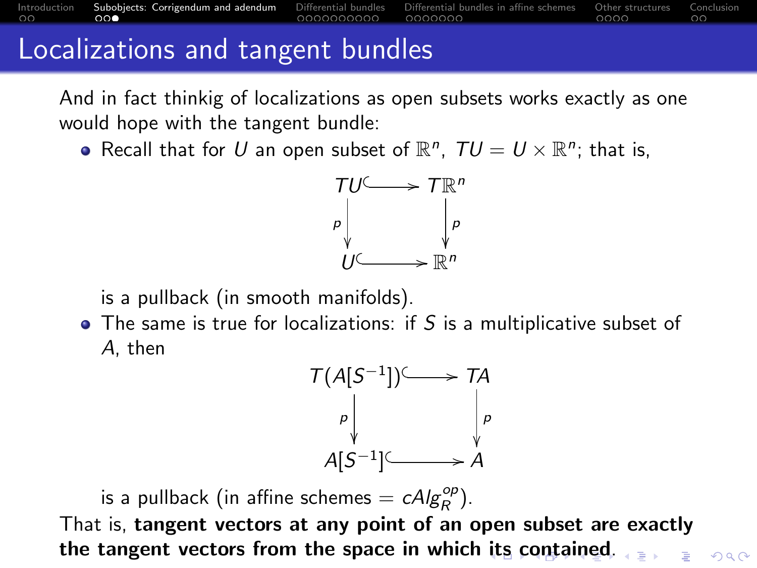# Localizations and tangent bundles

And in fact thinkig of localizations as open subsets works exactly as one would hope with the tangent bundle:

- Recall that for $U$ an open subset of $\mathbb{R}^n$, $TU = U \times \mathbb{R}^n$; that is,

$$\begin{array}{ccc} TU & \hookrightarrow & T\mathbb{R}^n \\ \downarrow p & & \downarrow p \\ U & \hookrightarrow & \mathbb{R}^n \end{array}$$

  is a pullback (in smooth manifolds).

- The same is true for localizations: if $S$ is a multiplicative subset of $A$, then

$$\begin{array}{ccc} T(A[S^{-1}]) & \hookrightarrow & TA \\ \downarrow p & & \downarrow p \\ A[S^{-1}] & \hookrightarrow & A \end{array}$$

  is a pullback (in affine schemes $= cAlg_R^{op}$).

That is, **tangent vectors at any point of an open subset are exactly the tangent vectors from the space in which its contained**.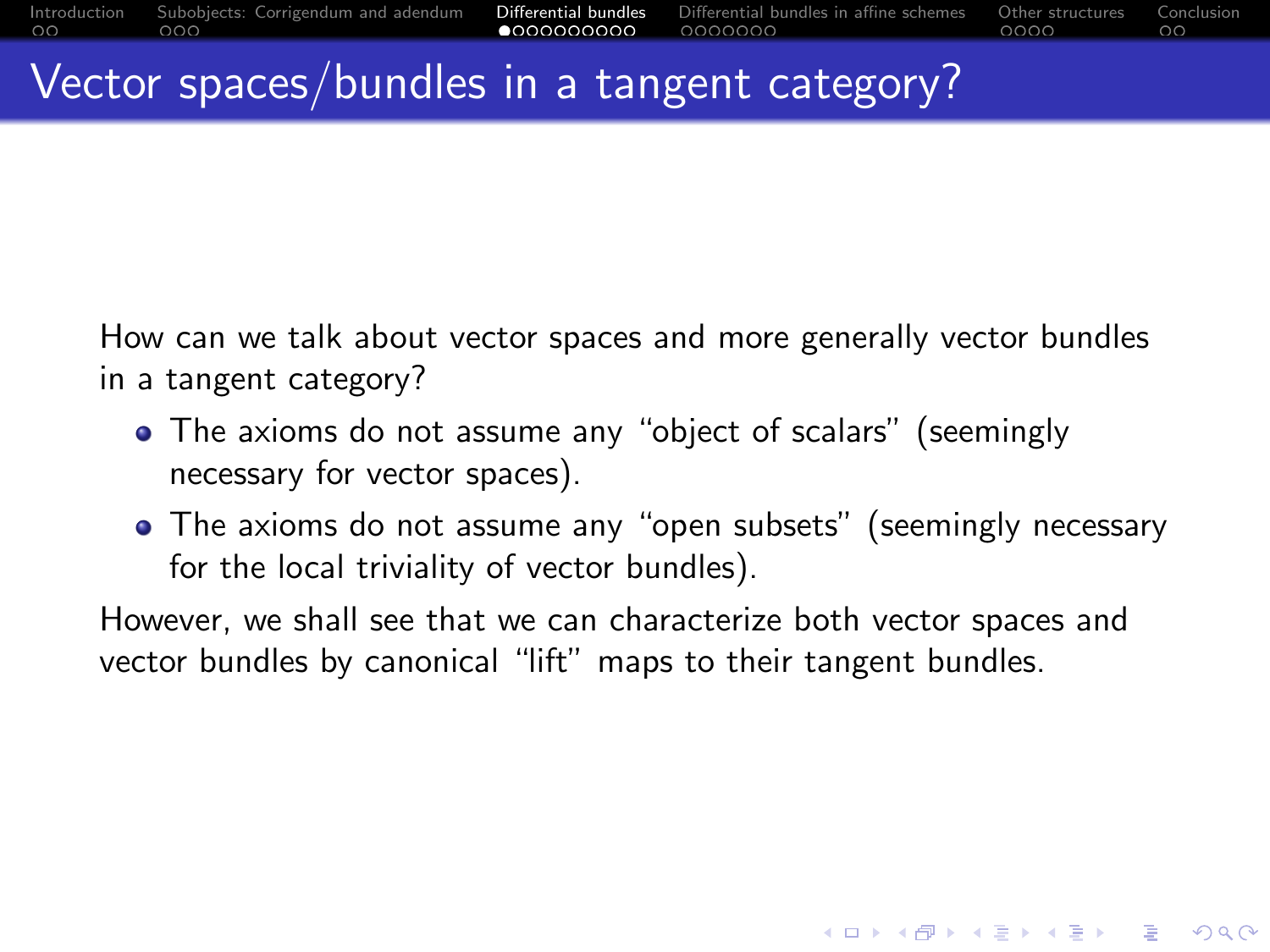# Vector spaces/bundles in a tangent category?

How can we talk about vector spaces and more generally vector bundles in a tangent category?

- The axioms do not assume any "object of scalars" (seemingly necessary for vector spaces).
- The axioms do not assume any "open subsets" (seemingly necessary for the local triviality of vector bundles).

However, we shall see that we can characterize both vector spaces and vector bundles by canonical "lift" maps to their tangent bundles.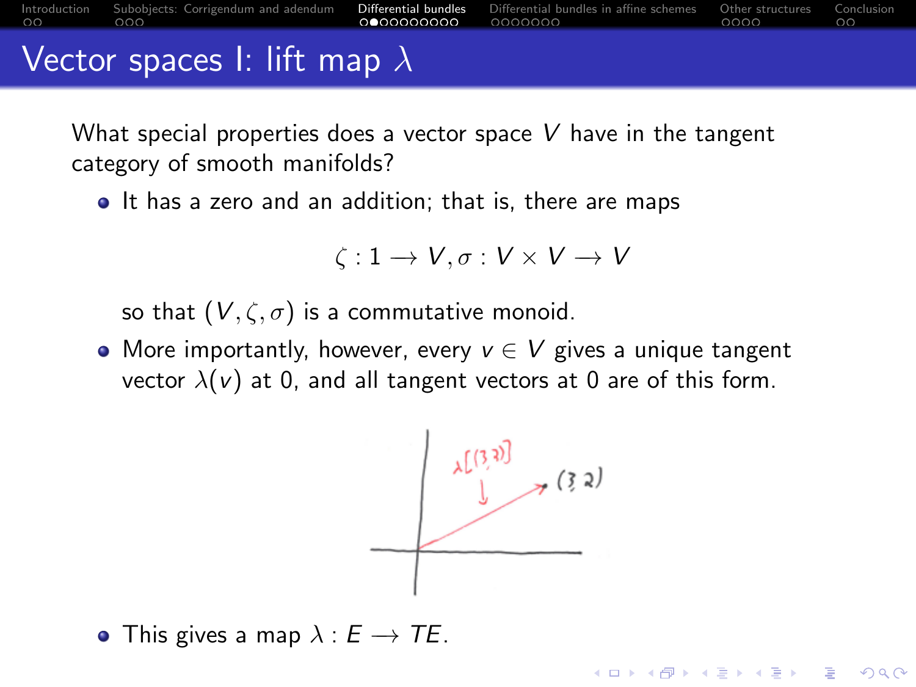# Vector spaces I: lift map $\lambda$

What special properties does a vector space $V$ have in the tangent category of smooth manifolds?

- It has a zero and an addition; that is, there are maps

$$\zeta : 1 \longrightarrow V, \sigma : V \times V \longrightarrow V$$

  so that $(V, \zeta, \sigma)$ is a commutative monoid.

- More importantly, however, every $v \in V$ gives a unique tangent vector $\lambda(v)$ at 0, and all tangent vectors at 0 are of this form.

- This gives a map $\lambda : E \longrightarrow TE$.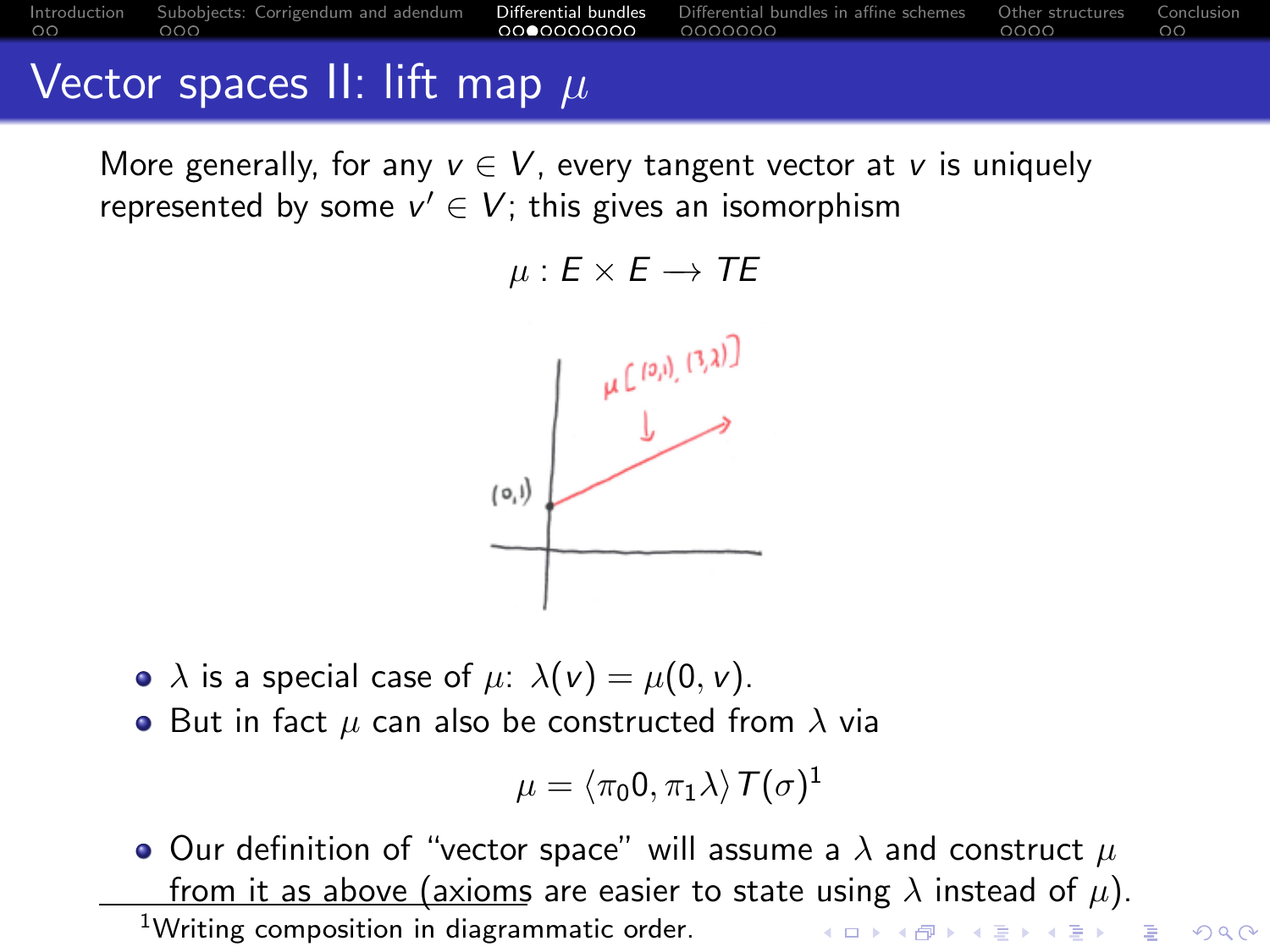# Vector spaces II: lift map $\mu$

More generally, for any $v \in V$, every tangent vector at $v$ is uniquely represented by some $v' \in V$; this gives an isomorphism

$$\mu : E \times E \longrightarrow TE$$

- $\lambda$ is a special case of $\mu$: $\lambda(v) = \mu(0, v)$.
- But in fact $\mu$ can also be constructed from $\lambda$ via

$$\mu = \langle \pi_0 0, \pi_1 \lambda \rangle T(\sigma)^1$$

- Our definition of "vector space" will assume a $\lambda$ and construct $\mu$ from it as above (axioms are easier to state using $\lambda$ instead of $\mu$).

[1] Writing composition in diagrammatic order.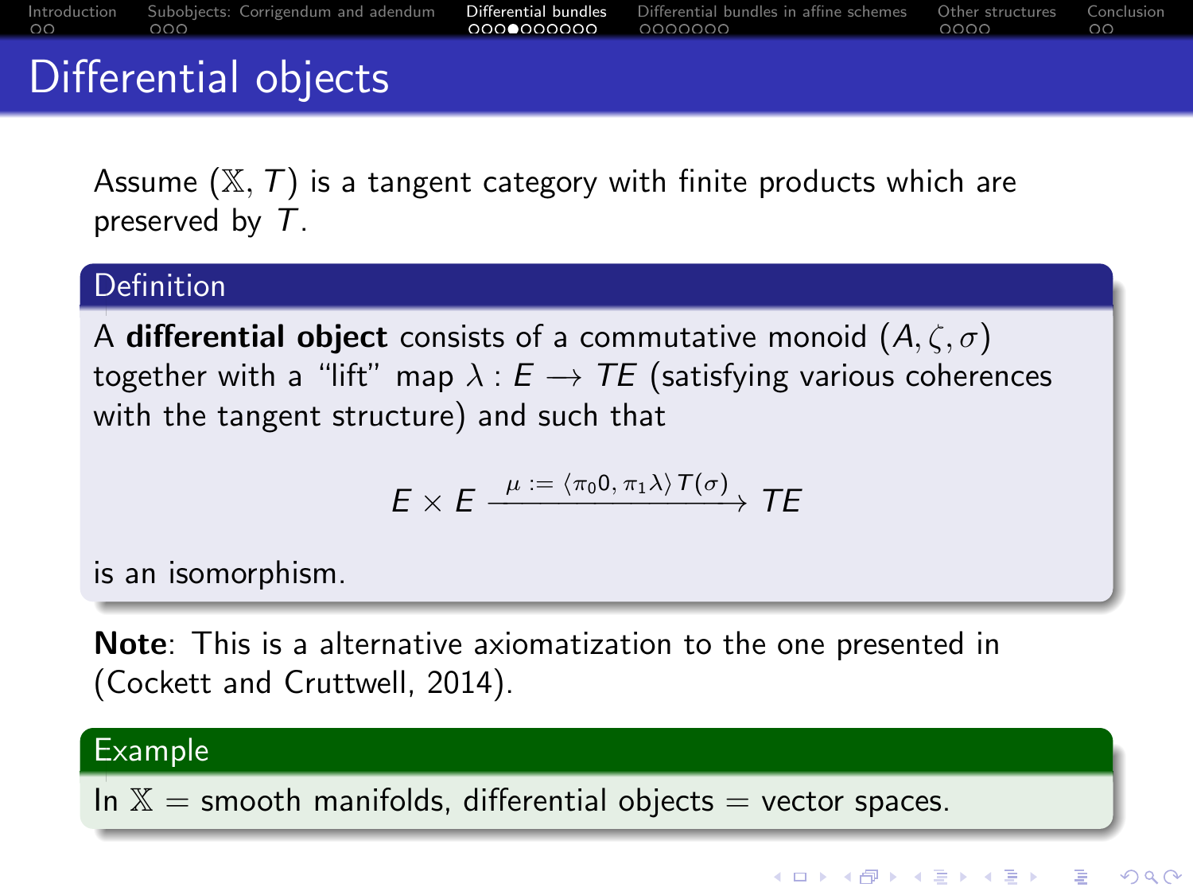# Differential objects

Assume $(\mathbb{X}, T)$ is a tangent category with finite products which are preserved by $T$.

**Definition**

A **differential object** consists of a commutative monoid $(A, \zeta, \sigma)$ together with a "lift" map $\lambda : E \longrightarrow TE$ (satisfying various coherences with the tangent structure) and such that

$$E \times E \xrightarrow{\mu := \langle \pi_0 0, \pi_1 \lambda \rangle T(\sigma)} TE$$

is an isomorphism.

**Note**: This is a alternative axiomatization to the one presented in (Cockett and Cruttwell, 2014).

**Example**

In $\mathbb{X}$ = smooth manifolds, differential objects = vector spaces.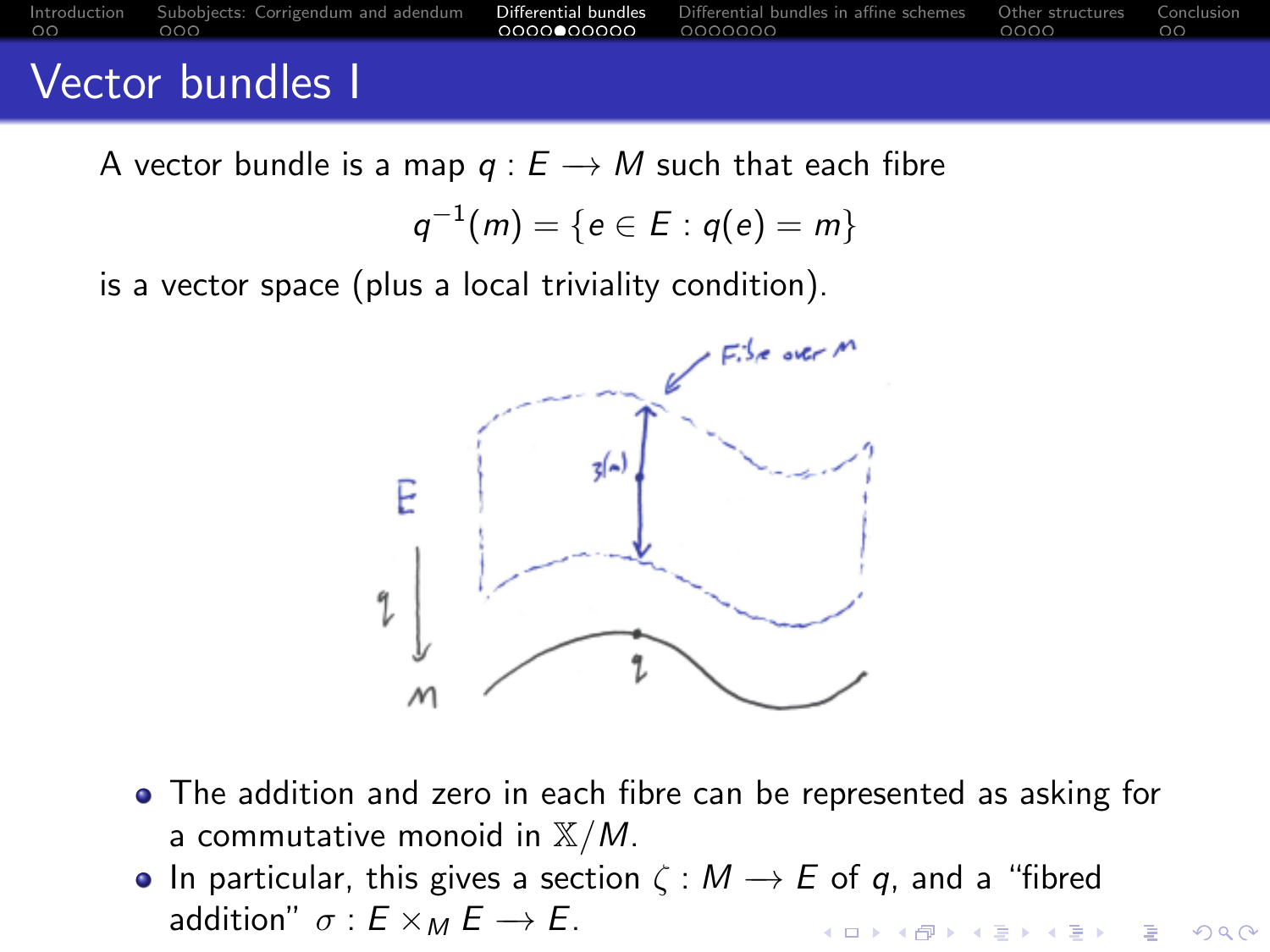# Vector bundles I

A vector bundle is a map $q : E \longrightarrow M$ such that each fibre

$$q^{-1}(m) = \{e \in E : q(e) = m\}$$

is a vector space (plus a local triviality condition).

- The addition and zero in each fibre can be represented as asking for a commutative monoid in $\mathbb{X}/M$.
- In particular, this gives a section $\zeta : M \longrightarrow E$ of $q$, and a "fibred addition" $\sigma : E \times_M E \longrightarrow E$.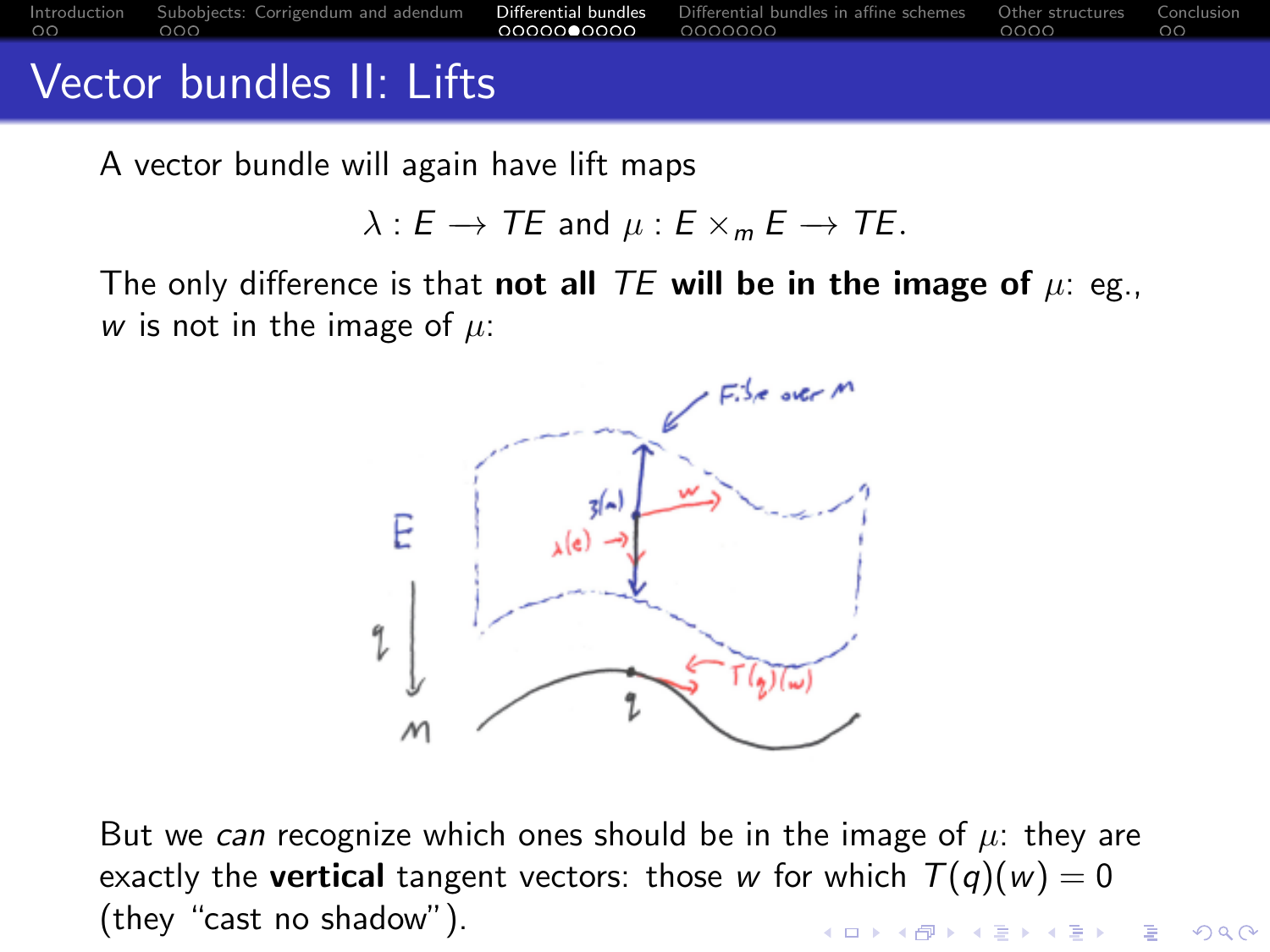# Vector bundles II: Lifts

A vector bundle will again have lift maps

$$\lambda : E \longrightarrow TE \text{ and } \mu : E \times_m E \longrightarrow TE.$$

The only difference is that **not all $TE$ will be in the image of $\mu$**: eg., $w$ is not in the image of $\mu$:

But we *can* recognize which ones should be in the image of $\mu$: they are exactly the **vertical** tangent vectors: those $w$ for which $T(q)(w) = 0$ (they "cast no shadow").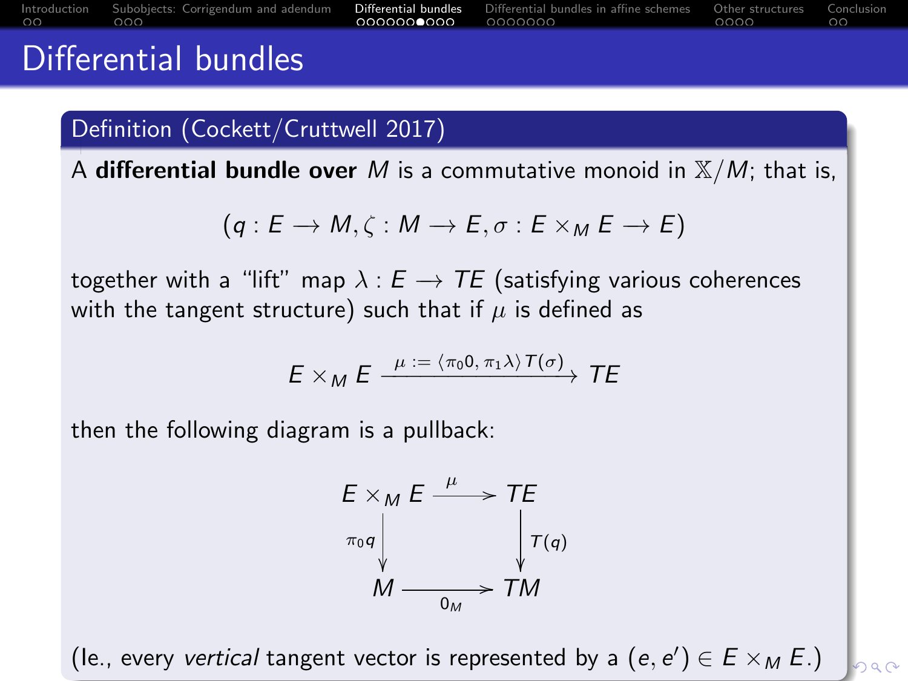# Differential bundles

## Definition (Cockett/Cruttwell 2017)

A **differential bundle over** $M$ is a commutative monoid in $\mathbb{X}/M$; that is,

$$(q : E \longrightarrow M, \zeta : M \longrightarrow E, \sigma : E \times_M E \longrightarrow E)$$

together with a "lift" map $\lambda : E \longrightarrow TE$ (satisfying various coherences with the tangent structure) such that if $\mu$ is defined as

$$E \times_M E \xrightarrow{\mu := \langle \pi_0 0, \pi_1 \lambda \rangle T(\sigma)} TE$$

then the following diagram is a pullback:

$$\begin{array}{ccc} E \times_M E & \xrightarrow{\mu} & TE \\ {\scriptstyle \pi_0 q} \downarrow & & \downarrow {\scriptstyle T(q)} \\ M & \xrightarrow[0_M]{} & TM \end{array}$$

(Ie., every *vertical* tangent vector is represented by a $(e, e') \in E \times_M E$.)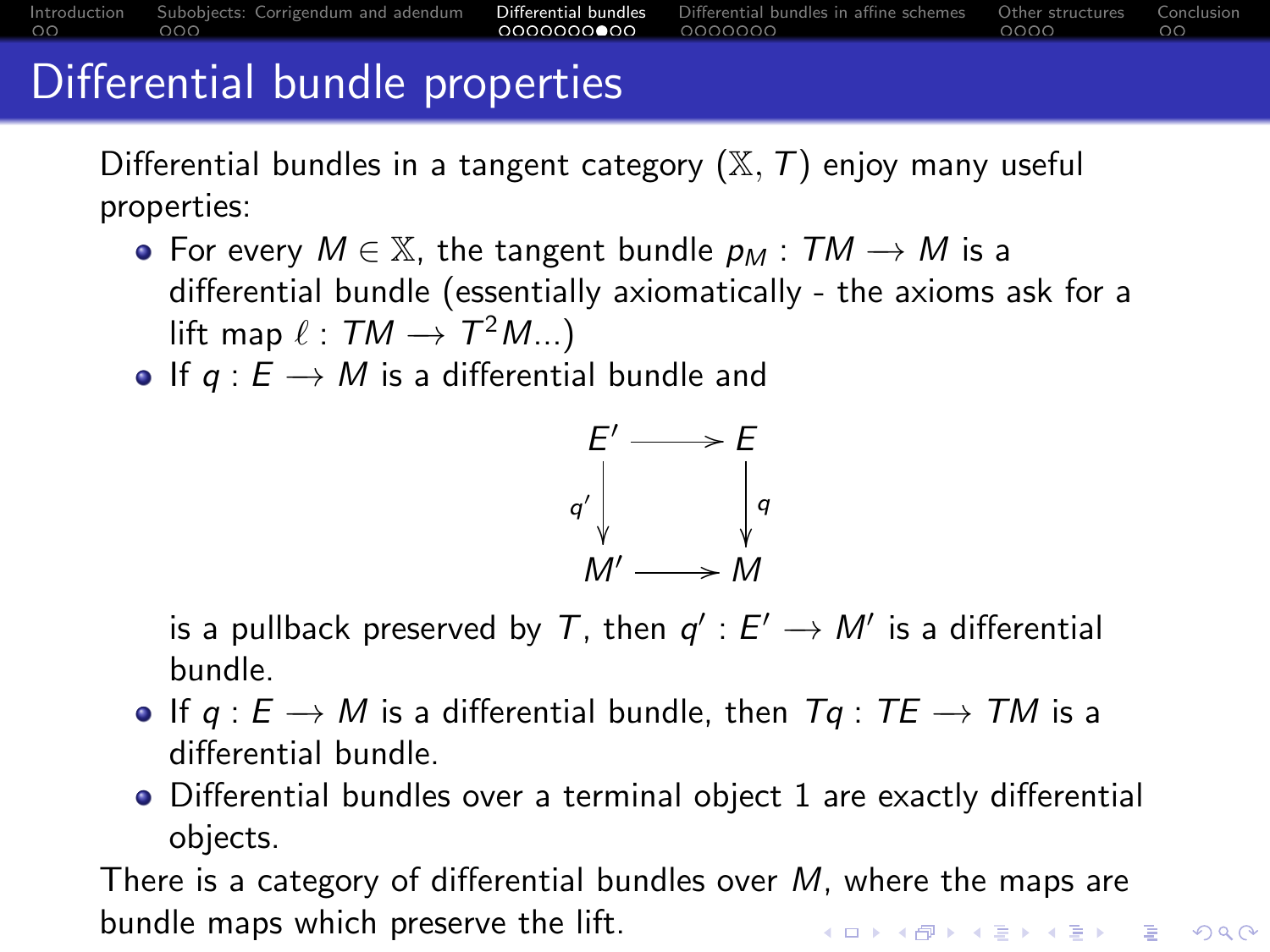# Differential bundle properties

Differential bundles in a tangent category $(\mathbb{X}, T)$ enjoy many useful properties:

- For every $M \in \mathbb{X}$, the tangent bundle $p_M : TM \longrightarrow M$ is a differential bundle (essentially axiomatically - the axioms ask for a lift map $\ell : TM \longrightarrow T^2M$...)
- If $q : E \longrightarrow M$ is a differential bundle and

$$\begin{array}{ccc} E' & \longrightarrow & E \\ {\scriptstyle q'}\downarrow & & \downarrow{\scriptstyle q} \\ M' & \longrightarrow & M \end{array}$$

  is a pullback preserved by $T$, then $q' : E' \longrightarrow M'$ is a differential bundle.
- If $q : E \longrightarrow M$ is a differential bundle, then $Tq : TE \longrightarrow TM$ is a differential bundle.
- Differential bundles over a terminal object 1 are exactly differential objects.

There is a category of differential bundles over $M$, where the maps are bundle maps which preserve the lift.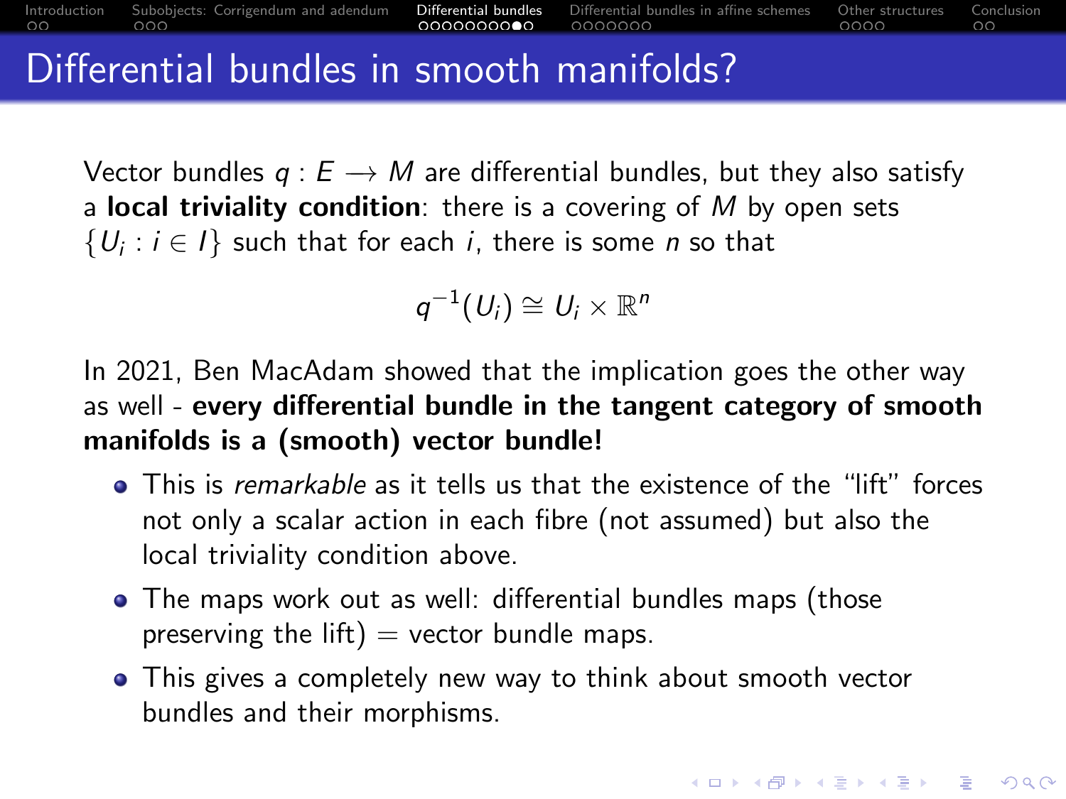# Differential bundles in smooth manifolds?

Vector bundles $q : E \longrightarrow M$ are differential bundles, but they also satisfy a **local triviality condition**: there is a covering of $M$ by open sets $\{U_i : i \in I\}$ such that for each $i$, there is some $n$ so that

$$q^{-1}(U_i) \cong U_i \times \mathbb{R}^n$$

In 2021, Ben MacAdam showed that the implication goes the other way as well - **every differential bundle in the tangent category of smooth manifolds is a (smooth) vector bundle!**

- This is *remarkable* as it tells us that the existence of the "lift" forces not only a scalar action in each fibre (not assumed) but also the local triviality condition above.
- The maps work out as well: differential bundles maps (those preserving the lift) = vector bundle maps.
- This gives a completely new way to think about smooth vector bundles and their morphisms.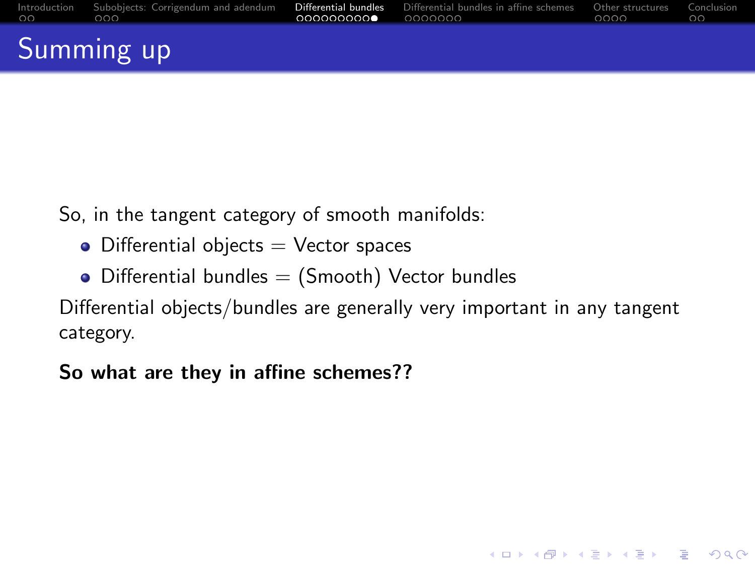# Summing up

So, in the tangent category of smooth manifolds:

- Differential objects = Vector spaces
- Differential bundles = (Smooth) Vector bundles

Differential objects/bundles are generally very important in any tangent category.

**So what are they in affine schemes??**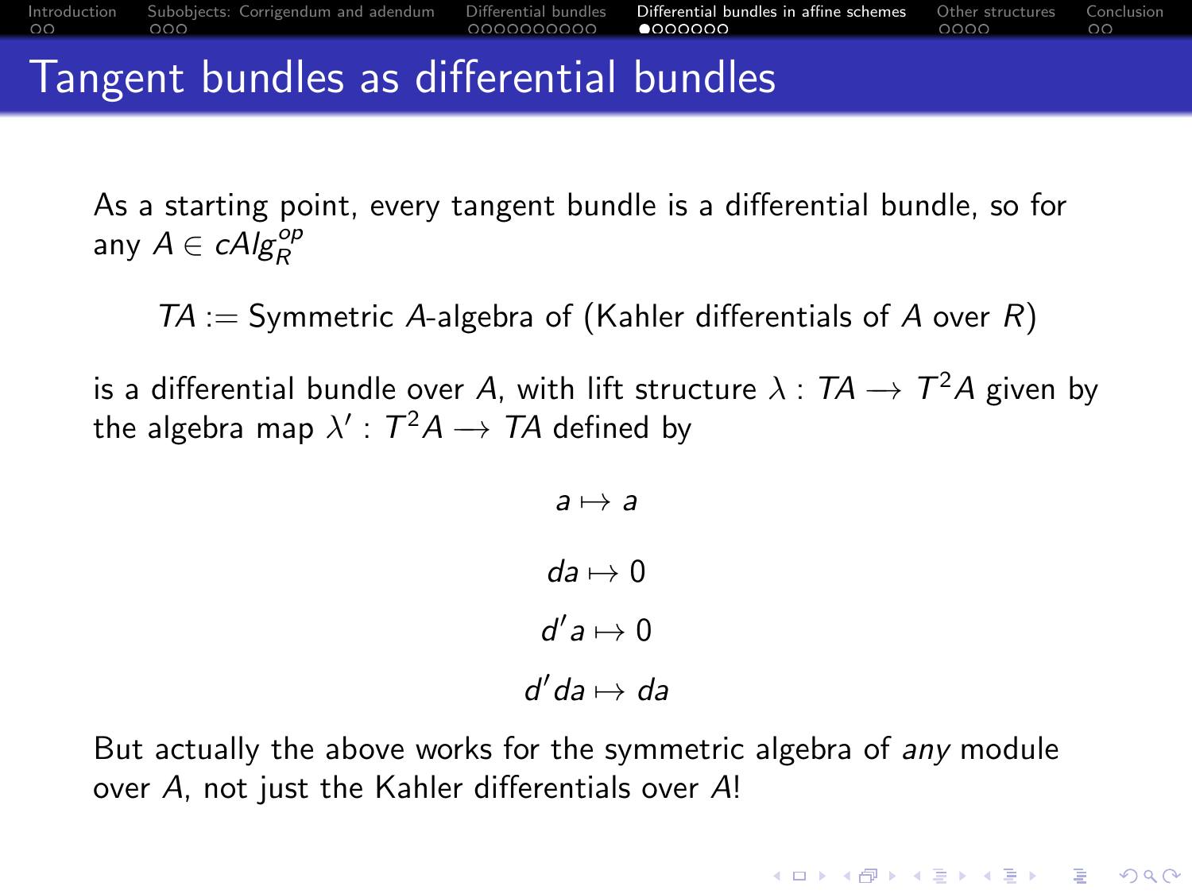# Tangent bundles as differential bundles

As a starting point, every tangent bundle is a differential bundle, so for any $A \in cAlg_R^{op}$

$$TA := \text{Symmetric } A\text{-algebra of (Kahler differentials of } A \text{ over } R)$$

is a differential bundle over $A$, with lift structure $\lambda : TA \longrightarrow T^2A$ given by the algebra map $\lambda' : T^2A \longrightarrow TA$ defined by

$$a \mapsto a$$

$$da \mapsto 0$$

$$d'a \mapsto 0$$

$$d'da \mapsto da$$

But actually the above works for the symmetric algebra of *any* module over $A$, not just the Kahler differentials over $A$!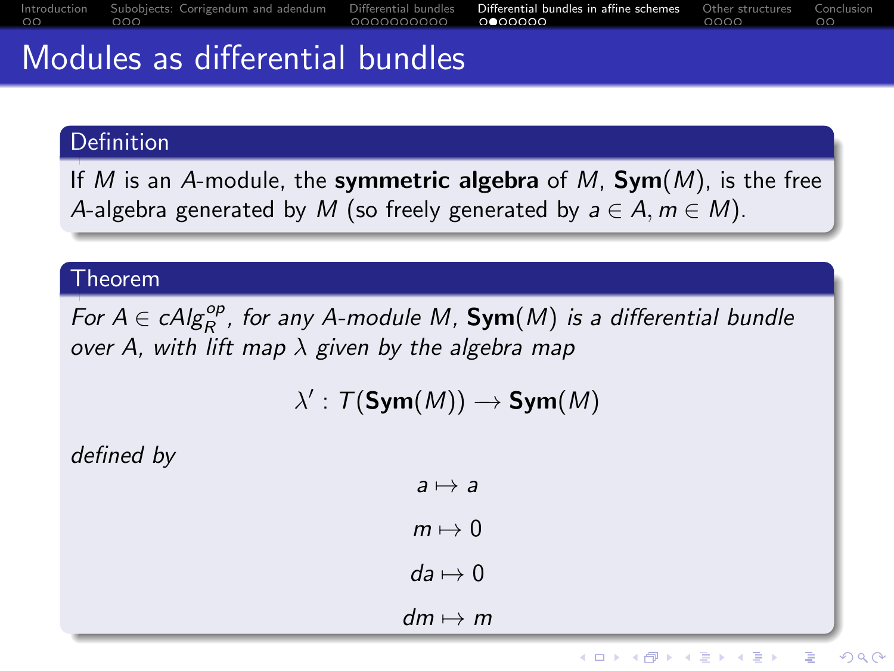# Modules as differential bundles

**Definition**

If $M$ is an $A$-module, the **symmetric algebra** of $M$, $\mathbf{Sym}(M)$, is the free $A$-algebra generated by $M$ (so freely generated by $a \in A, m \in M$).

**Theorem**

*For $A \in cAlg_R^{op}$, for any $A$-module $M$, $\mathbf{Sym}(M)$ is a differential bundle over $A$, with lift map $\lambda$ given by the algebra map*

$$\lambda' : T(\mathbf{Sym}(M)) \longrightarrow \mathbf{Sym}(M)$$

*defined by*

$$a \mapsto a$$

$$m \mapsto 0$$

$$da \mapsto 0$$

$$dm \mapsto m$$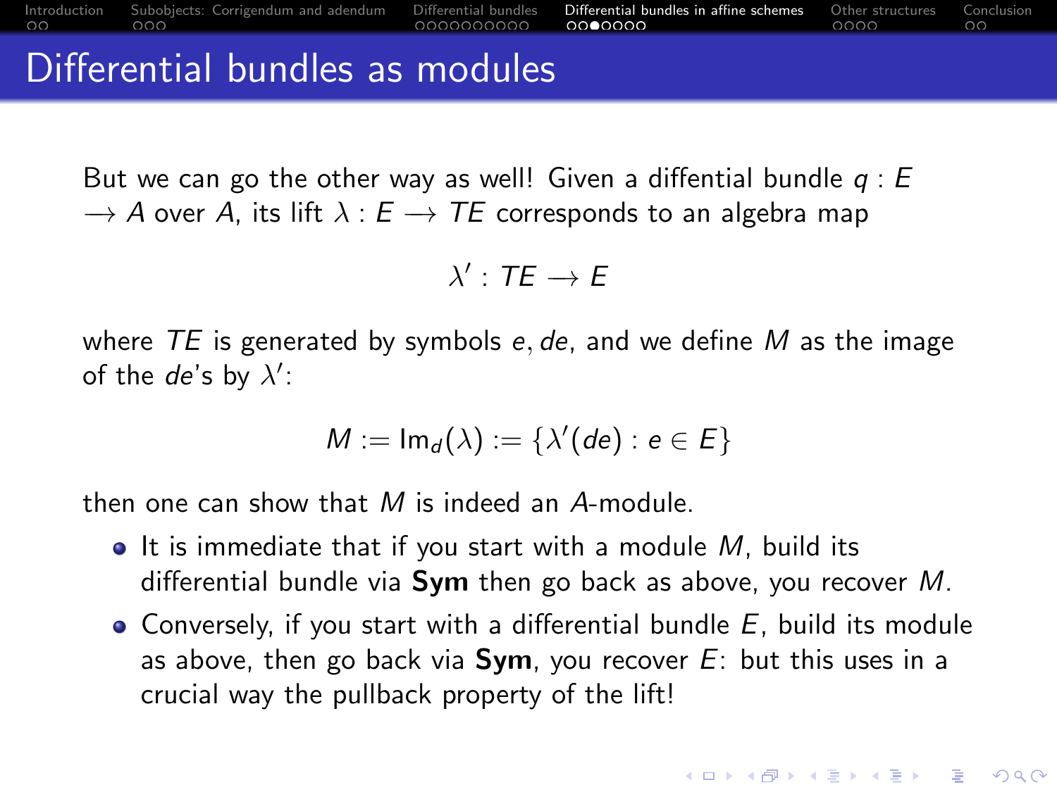# Differential bundles as modules

But we can go the other way as well! Given a diffential bundle $q : E \to A$ over $A$, its lift $\lambda : E \to TE$ corresponds to an algebra map

$$\lambda' : TE \to E$$

where $TE$ is generated by symbols $e, de$, and we define $M$ as the image of the $de$'s by $\lambda'$:

$$M := \mathrm{Im}_d(\lambda) := \{\lambda'(de) : e \in E\}$$

then one can show that $M$ is indeed an $A$-module.

- It is immediate that if you start with a module $M$, build its differential bundle via **Sym** then go back as above, you recover $M$.
- Conversely, if you start with a differential bundle $E$, build its module as above, then go back via **Sym**, you recover $E$: but this uses in a crucial way the pullback property of the lift!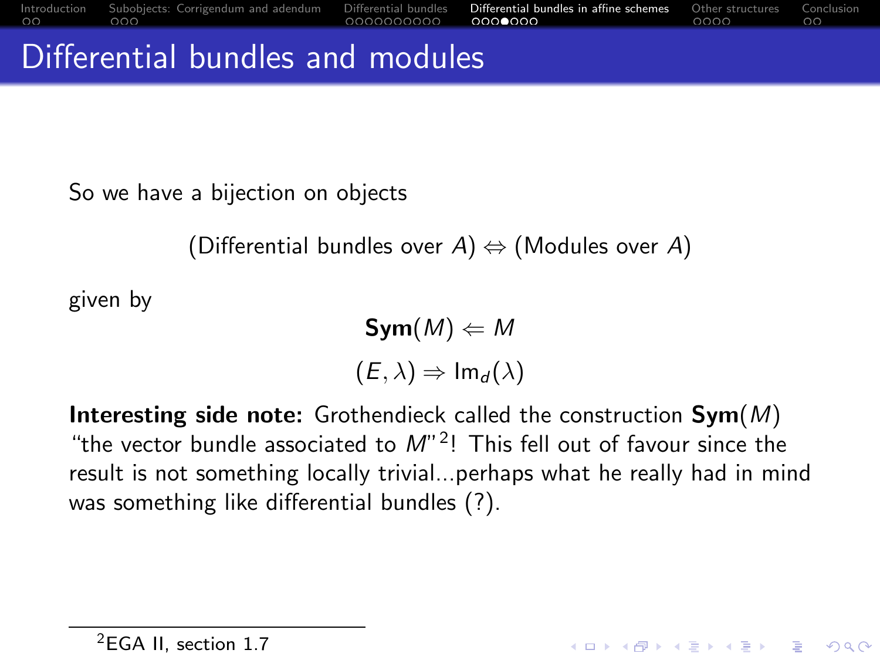# Differential bundles and modules

So we have a bijection on objects

$$\text{(Differential bundles over } A) \Leftrightarrow \text{(Modules over } A)$$

given by

$$\mathbf{Sym}(M) \Leftarrow M$$

$$(E, \lambda) \Rightarrow \mathsf{Im}_d(\lambda)$$

**Interesting side note:** Grothendieck called the construction **Sym**$(M)$ "the vector bundle associated to $M$"[2]! This fell out of favour since the result is not something locally trivial...perhaps what he really had in mind was something like differential bundles (?).

---

[2] EGA II, section 1.7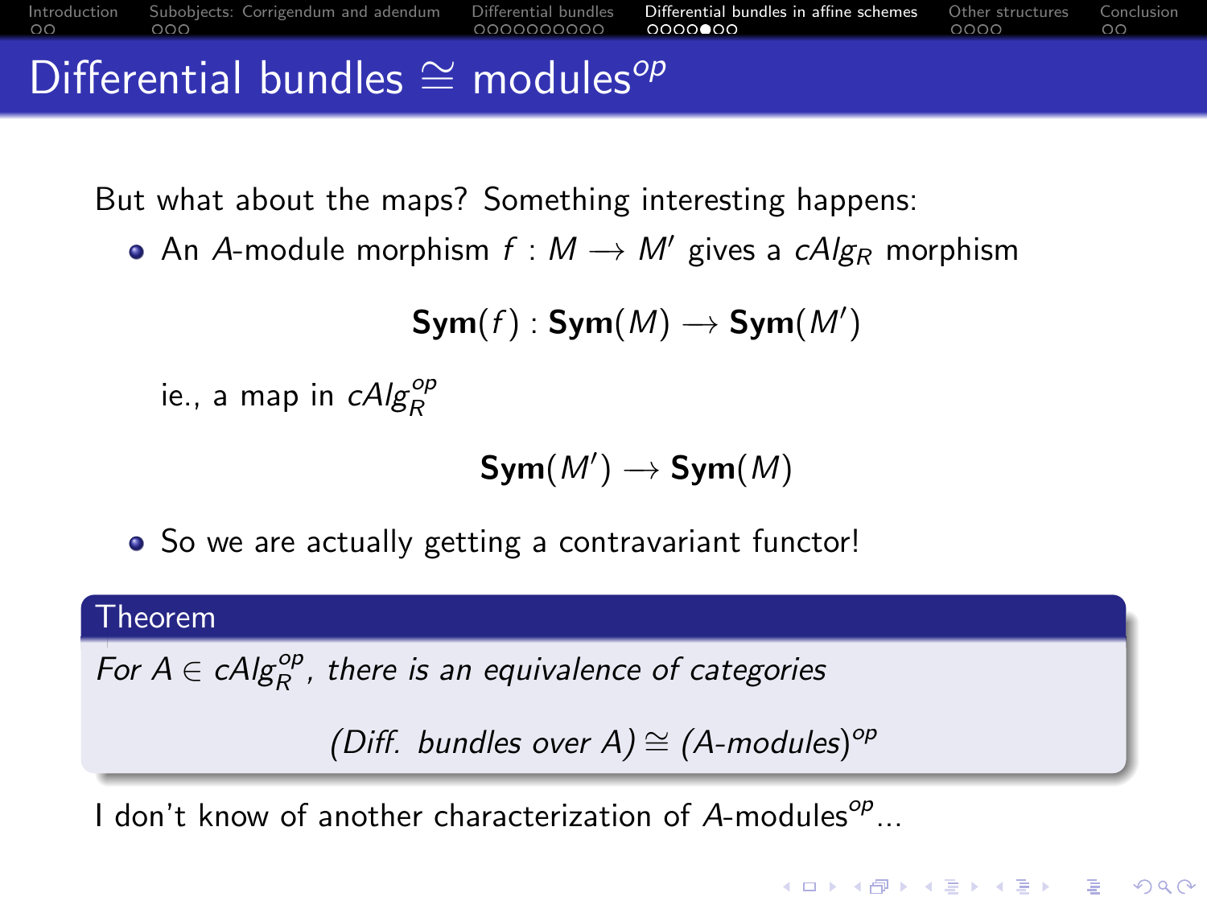# Differential bundles $\cong$ modules$^{op}$

But what about the maps? Something interesting happens:

- An $A$-module morphism $f : M \longrightarrow M'$ gives a $cAlg_R$ morphism

$$\mathbf{Sym}(f) : \mathbf{Sym}(M) \longrightarrow \mathbf{Sym}(M')$$

  ie., a map in $cAlg_R^{op}$

$$\mathbf{Sym}(M') \longrightarrow \mathbf{Sym}(M)$$

- So we are actually getting a contravariant functor!

**Theorem**

*For $A \in cAlg_R^{op}$, there is an equivalence of categories*

$$\text{(Diff. bundles over } A) \cong (A\text{-modules})^{op}$$

I don't know of another characterization of $A$-modules$^{op}$...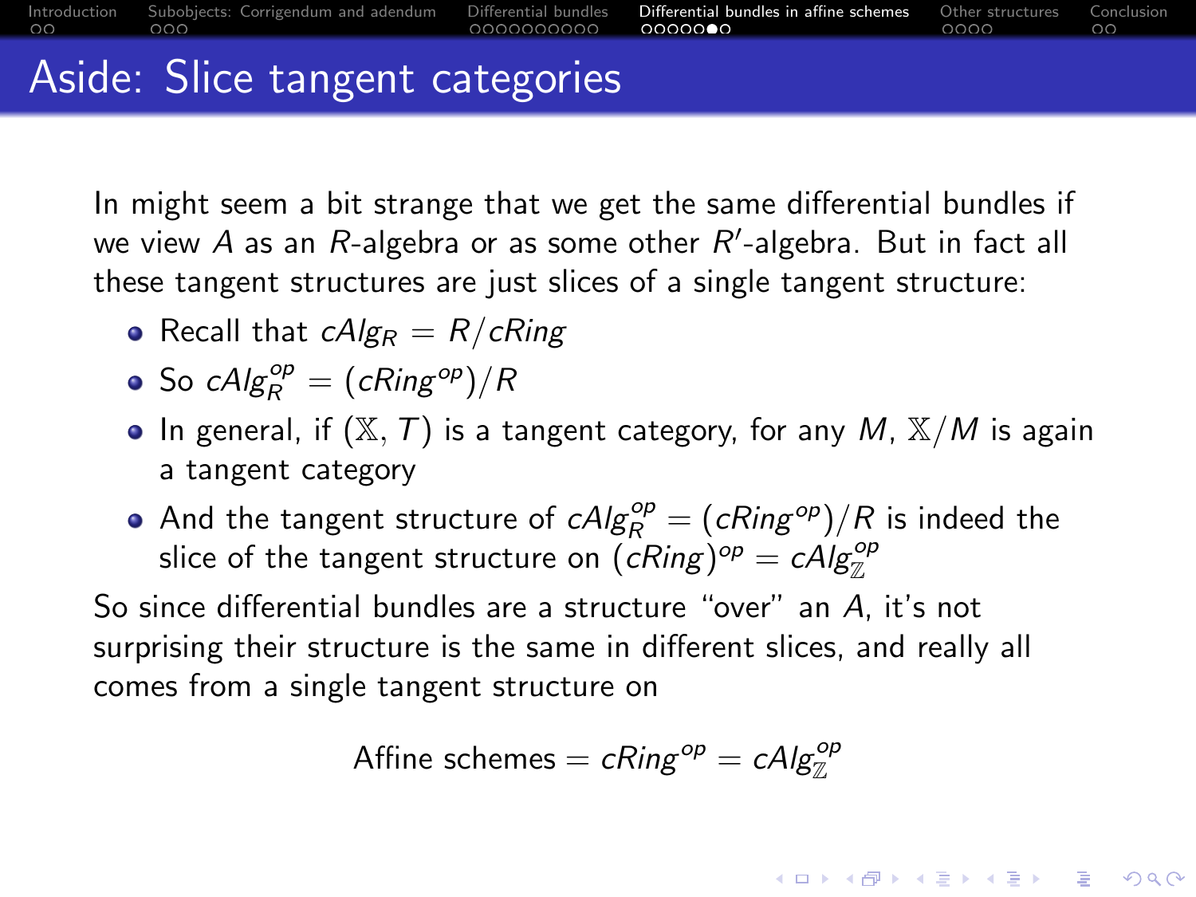# Aside: Slice tangent categories

In might seem a bit strange that we get the same differential bundles if we view $A$ as an $R$-algebra or as some other $R'$-algebra. But in fact all these tangent structures are just slices of a single tangent structure:

- Recall that $cAlg_R = R/cRing$
- So $cAlg_R^{op} = (cRing^{op})/R$
- In general, if $(\mathbb{X}, T)$ is a tangent category, for any $M$, $\mathbb{X}/M$ is again a tangent category
- And the tangent structure of $cAlg_R^{op} = (cRing^{op})/R$ is indeed the slice of the tangent structure on $(cRing)^{op} = cAlg_{\mathbb{Z}}^{op}$

So since differential bundles are a structure "over" an $A$, it's not surprising their structure is the same in different slices, and really all comes from a single tangent structure on

$$\text{Affine schemes} = cRing^{op} = cAlg_{\mathbb{Z}}^{op}$$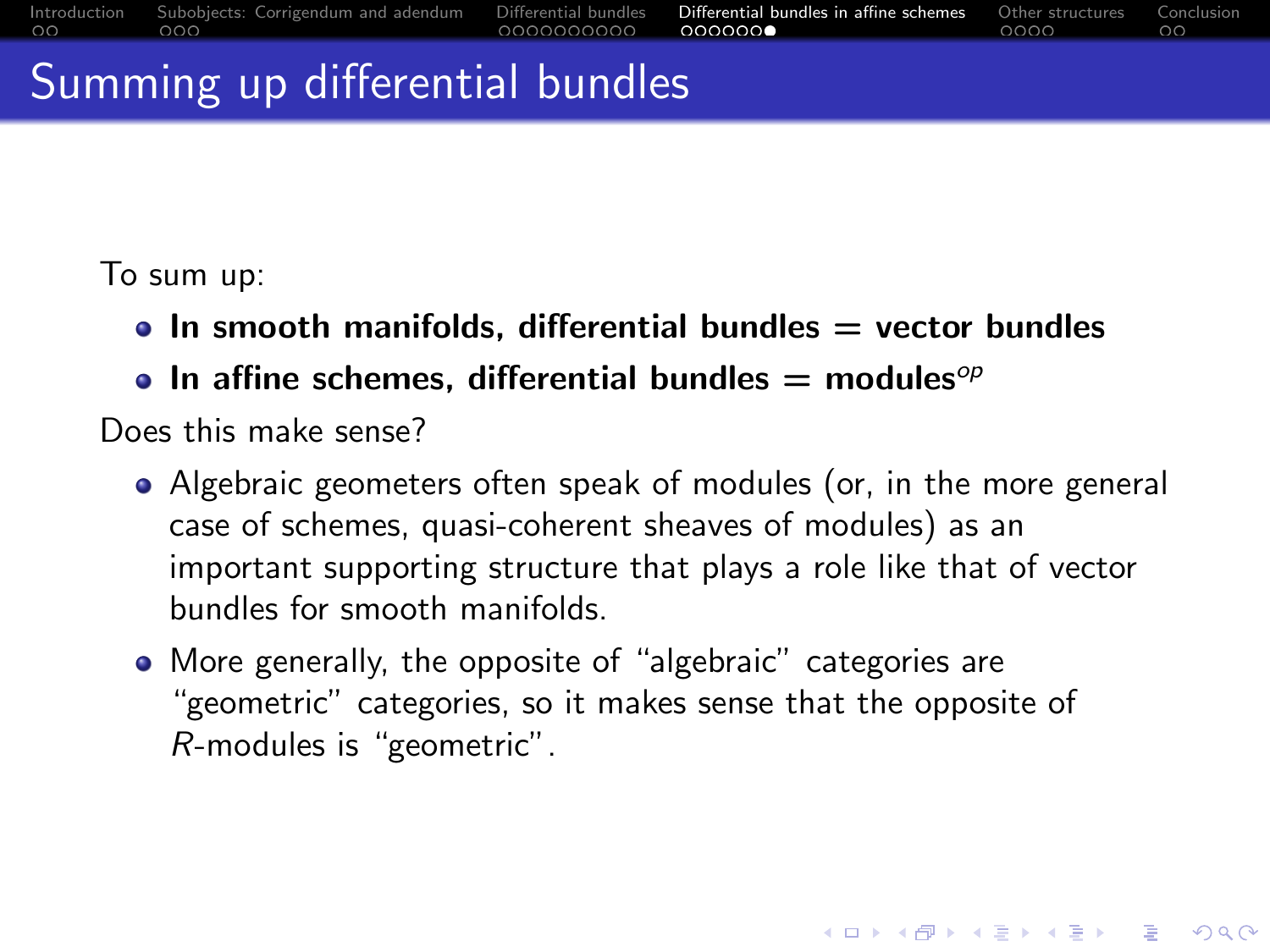# Summing up differential bundles

To sum up:

- **In smooth manifolds, differential bundles = vector bundles**
- **In affine schemes, differential bundles = modules$^{op}$**

Does this make sense?

- Algebraic geometers often speak of modules (or, in the more general case of schemes, quasi-coherent sheaves of modules) as an important supporting structure that plays a role like that of vector bundles for smooth manifolds.
- More generally, the opposite of "algebraic" categories are "geometric" categories, so it makes sense that the opposite of $R$-modules is "geometric".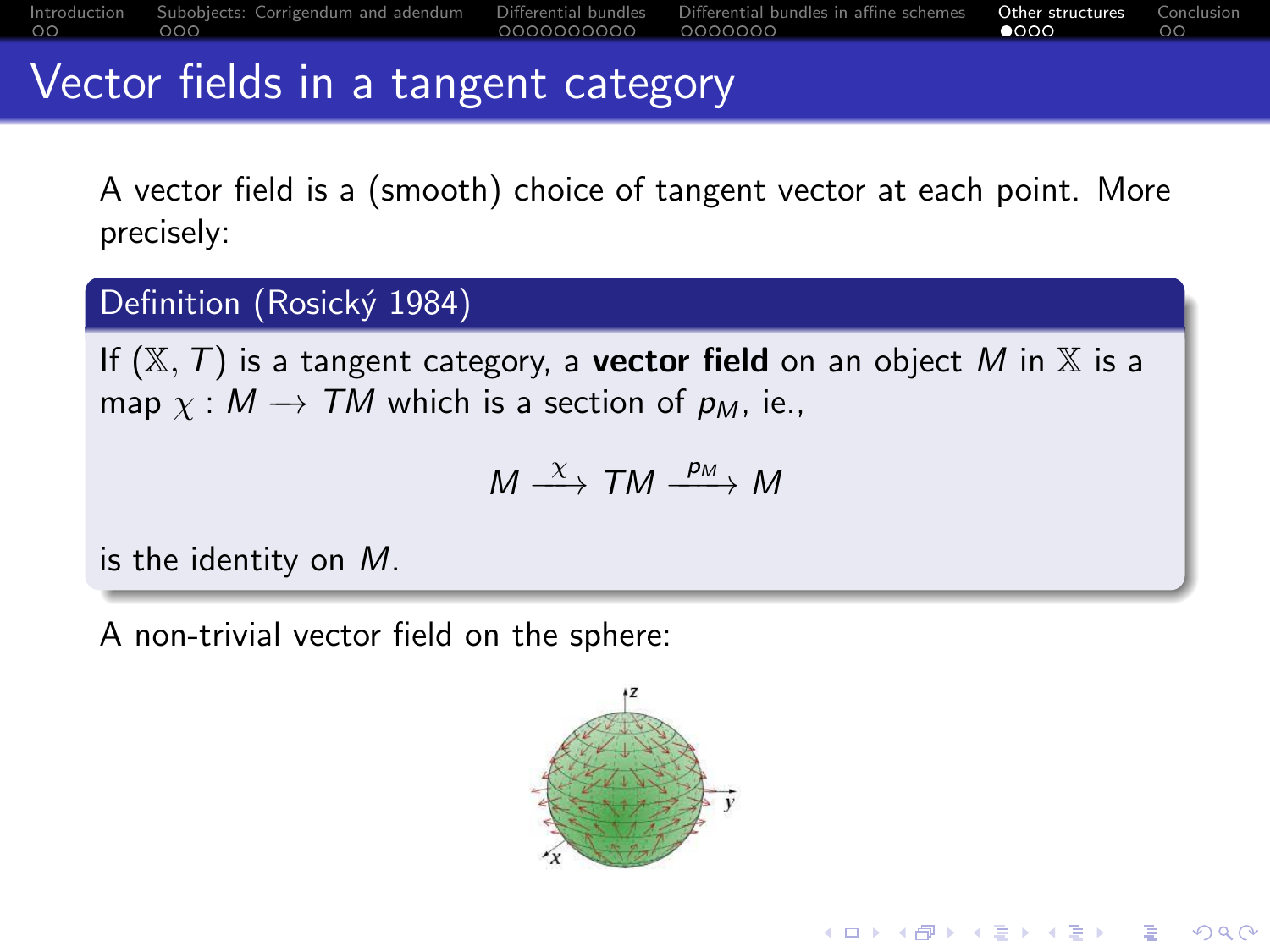# Vector fields in a tangent category

A vector field is a (smooth) choice of tangent vector at each point. More precisely:

**Definition (Rosický 1984)**

If $(\mathbb{X}, T)$ is a tangent category, a **vector field** on an object $M$ in $\mathbb{X}$ is a map $\chi : M \longrightarrow TM$ which is a section of $p_M$, ie.,

$$M \xrightarrow{\chi} TM \xrightarrow{p_M} M$$

is the identity on $M$.

A non-trivial vector field on the sphere: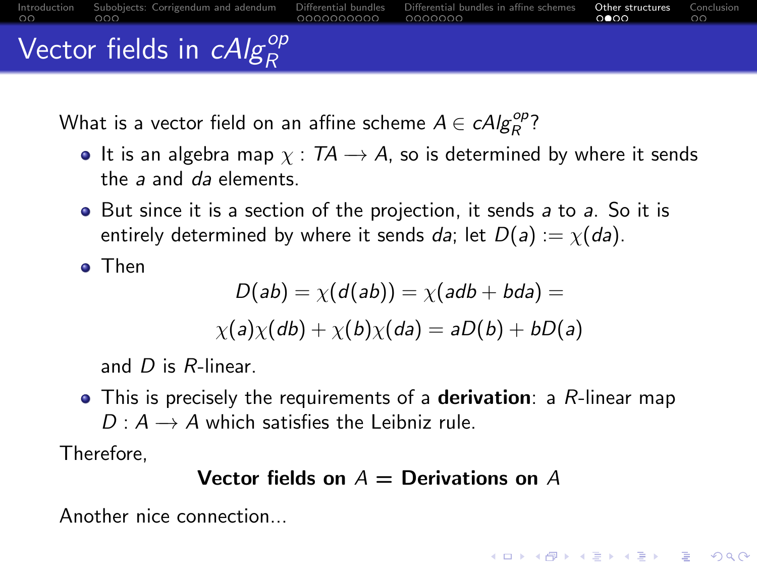# Vector fields in $cAlg_R^{op}$

What is a vector field on an affine scheme $A \in cAlg_R^{op}$?

- It is an algebra map $\chi : TA \longrightarrow A$, so is determined by where it sends the $a$ and $da$ elements.
- But since it is a section of the projection, it sends $a$ to $a$. So it is entirely determined by where it sends $da$; let $D(a) := \chi(da)$.
- Then

  $$D(ab) = \chi(d(ab)) = \chi(adb + bda) =$$

  $$\chi(a)\chi(db) + \chi(b)\chi(da) = aD(b) + bD(a)$$

  and $D$ is $R$-linear.
- This is precisely the requirements of a **derivation**: a $R$-linear map $D : A \longrightarrow A$ which satisfies the Leibniz rule.

Therefore,

**Vector fields on $A$ = Derivations on $A$**

Another nice connection...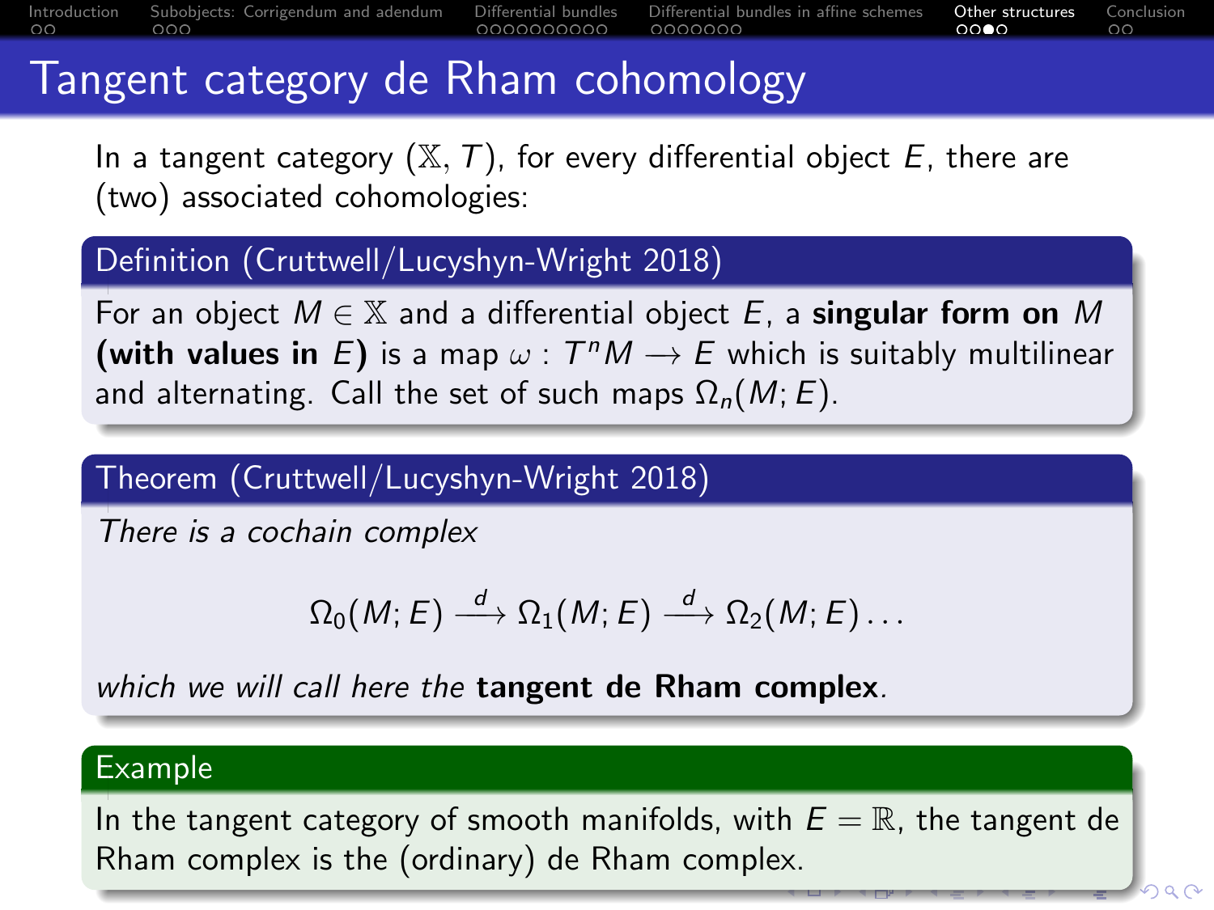# Tangent category de Rham cohomology

In a tangent category $(\mathbb{X}, T)$, for every differential object $E$, there are (two) associated cohomologies:

**Definition (Cruttwell/Lucyshyn-Wright 2018)**

For an object $M \in \mathbb{X}$ and a differential object $E$, a **singular form on $M$ (with values in $E$)** is a map $\omega : T^n M \longrightarrow E$ which is suitably multilinear and alternating. Call the set of such maps $\Omega_n(M; E)$.

**Theorem (Cruttwell/Lucyshyn-Wright 2018)**

*There is a cochain complex*

$$\Omega_0(M; E) \xrightarrow{d} \Omega_1(M; E) \xrightarrow{d} \Omega_2(M; E) \ldots$$

*which we will call here the* **tangent de Rham complex**.

**Example**

In the tangent category of smooth manifolds, with $E = \mathbb{R}$, the tangent de Rham complex is the (ordinary) de Rham complex.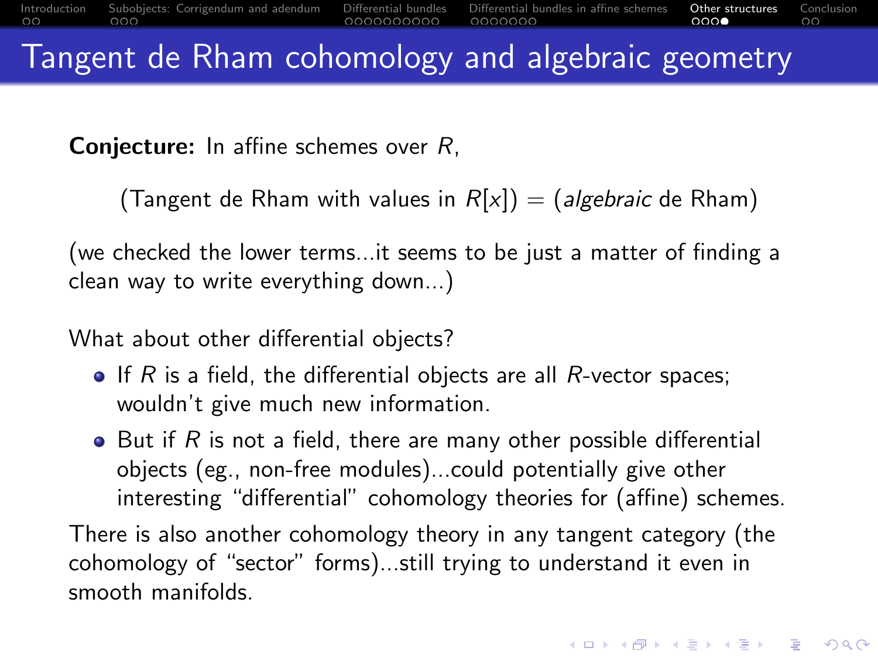# Tangent de Rham cohomology and algebraic geometry

**Conjecture:** In affine schemes over $R$,

(Tangent de Rham with values in $R[x]$) = (*algebraic* de Rham)

(we checked the lower terms...it seems to be just a matter of finding a clean way to write everything down...)

What about other differential objects?

- If $R$ is a field, the differential objects are all $R$-vector spaces; wouldn't give much new information.
- But if $R$ is not a field, there are many other possible differential objects (eg., non-free modules)...could potentially give other interesting "differential" cohomology theories for (affine) schemes.

There is also another cohomology theory in any tangent category (the cohomology of "sector" forms)...still trying to understand it even in smooth manifolds.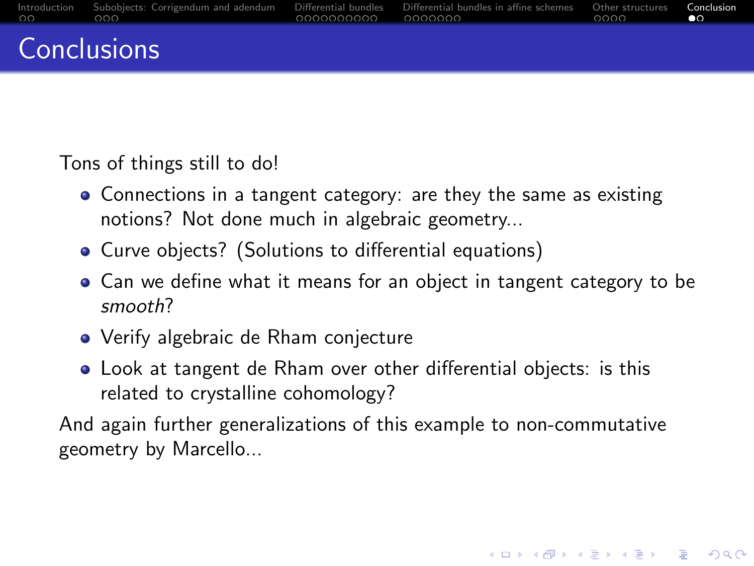# Conclusions

Tons of things still to do!

- Connections in a tangent category: are they the same as existing notions? Not done much in algebraic geometry...
- Curve objects? (Solutions to differential equations)
- Can we define what it means for an object in tangent category to be *smooth*?
- Verify algebraic de Rham conjecture
- Look at tangent de Rham over other differential objects: is this related to crystalline cohomology?

And again further generalizations of this example to non-commutative geometry by Marcello...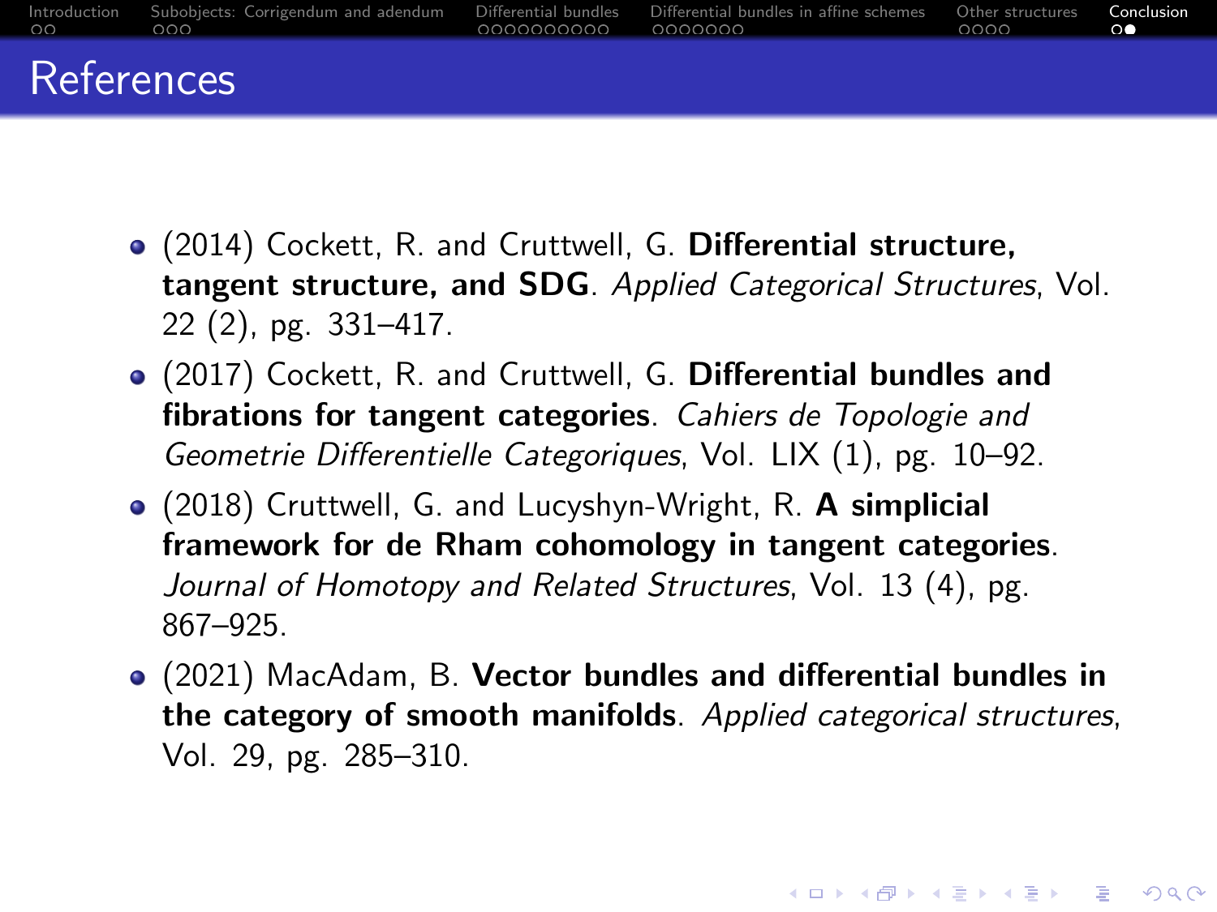# References

- (2014) Cockett, R. and Cruttwell, G. **Differential structure, tangent structure, and SDG**. *Applied Categorical Structures*, Vol. 22 (2), pg. 331–417.
- (2017) Cockett, R. and Cruttwell, G. **Differential bundles and fibrations for tangent categories**. *Cahiers de Topologie and Geometrie Differentielle Categoriques*, Vol. LIX (1), pg. 10–92.
- (2018) Cruttwell, G. and Lucyshyn-Wright, R. **A simplicial framework for de Rham cohomology in tangent categories**. *Journal of Homotopy and Related Structures*, Vol. 13 (4), pg. 867–925.
- (2021) MacAdam, B. **Vector bundles and differential bundles in the category of smooth manifolds**. *Applied categorical structures*, Vol. 29, pg. 285–310.